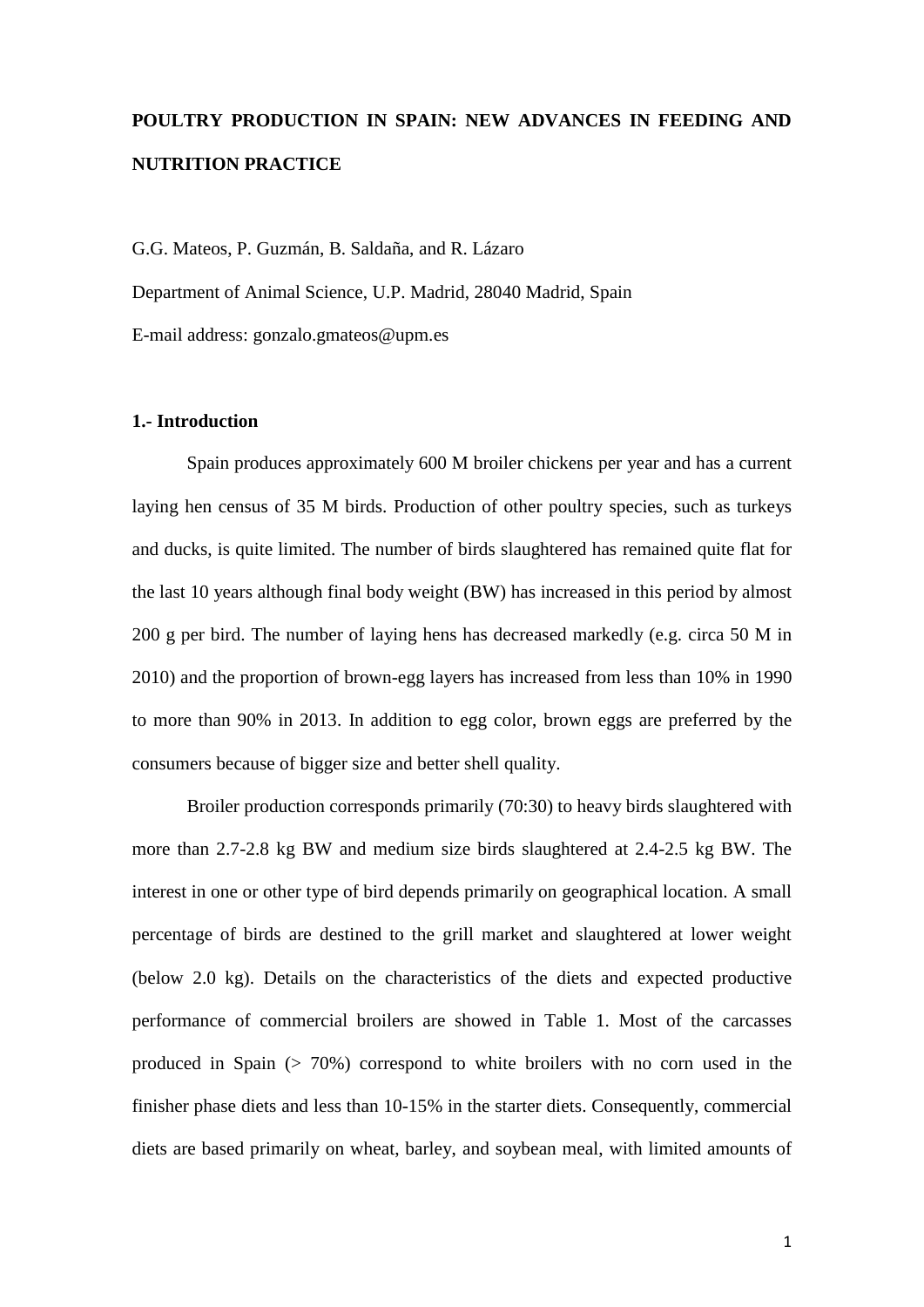# POULTRY PRODUCTION IN SPAIN: NEW ADVANCES IN FEEDING AND NUTRITION PRACTICE

G.G. Mateos, P. Guzmán, B. Saldaña, and R. Lázaro

Department of Animal Science, U.P. Madrid, 28040 Madrid, Spain

E-mail address: gonzalo.gmateos@upm.es

## 1.- Introduction

Spain produces approximately 600 M broiler chickens per year and has a current laying hen census of 35 M birds. Production of other poultry species, such as turkeys and ducks, is quite limited. The number of birds slaughtered has remained quite flat for the last 10 years although final body weight (BW) has increased in this period by almost 200 g per bird. The number of laying hens has decreased markedly (e.g. circa 50 M in 2010) and the proportion of brown-egg layers has increased from less than 10% in 1990 to more than 90% in 2013. In addition to egg color, brown eggs are preferred by the consumers because of bigger size and better shell quality.

Broiler production corresponds primarily (70:30) to heavy birds slaughtered with more than 2.7-2.8 kg BW and medium size birds slaughtered at 2.4-2.5 kg BW. The interest in one or other type of bird depends primarily on geographical location. A small percentage of birds are destined to the grill market and slaughtered at lower weight (below 2.0 kg). Details on the characteristics of the diets and expected productive performance of commercial broilers are showed in Table 1. Most of the carcasses produced in Spain (> 70%) correspond to white broilers with no corn used in the finisher phase diets and less than 10-15% in the starter diets. Consequently, commercial diets are based primarily on wheat, barley, and soybean meal, with limited amounts of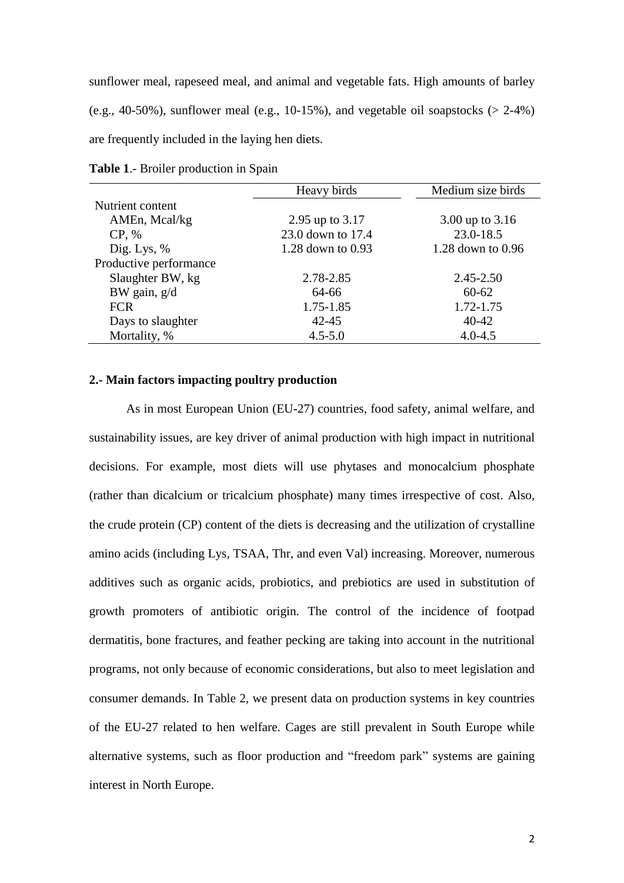sunflower meal, rapeseed meal, and animal and vegetable fats. High amounts of barley (e.g., 40-50%), sunflower meal (e.g., 10-15%), and vegetable oil soapstocks (> 2-4%) are frequently included in the laying hen diets.

**Table 1**.- Broiler production in Spain

| | Heavy birds | Medium size birds |
|---|---|---|
| Nutrient content | | |
| AMEn, Mcal/kg | 2.95 up to 3.17 | 3.00 up to 3.16 |
| CP, % | 23.0 down to 17.4 | 23.0-18.5 |
| Dig. Lys, % | 1.28 down to 0.93 | 1.28 down to 0.96 |
| Productive performance | | |
| Slaughter BW, kg | 2.78-2.85 | 2.45-2.50 |
| BW gain, g/d | 64-66 | 60-62 |
| FCR | 1.75-1.85 | 1.72-1.75 |
| Days to slaughter | 42-45 | 40-42 |
| Mortality, % | 4.5-5.0 | 4.0-4.5 |

## 2.- Main factors impacting poultry production

As in most European Union (EU-27) countries, food safety, animal welfare, and sustainability issues, are key driver of animal production with high impact in nutritional decisions. For example, most diets will use phytases and monocalcium phosphate (rather than dicalcium or tricalcium phosphate) many times irrespective of cost. Also, the crude protein (CP) content of the diets is decreasing and the utilization of crystalline amino acids (including Lys, TSAA, Thr, and even Val) increasing. Moreover, numerous additives such as organic acids, probiotics, and prebiotics are used in substitution of growth promoters of antibiotic origin. The control of the incidence of footpad dermatitis, bone fractures, and feather pecking are taking into account in the nutritional programs, not only because of economic considerations, but also to meet legislation and consumer demands. In Table 2, we present data on production systems in key countries of the EU-27 related to hen welfare. Cages are still prevalent in South Europe while alternative systems, such as floor production and "freedom park" systems are gaining interest in North Europe.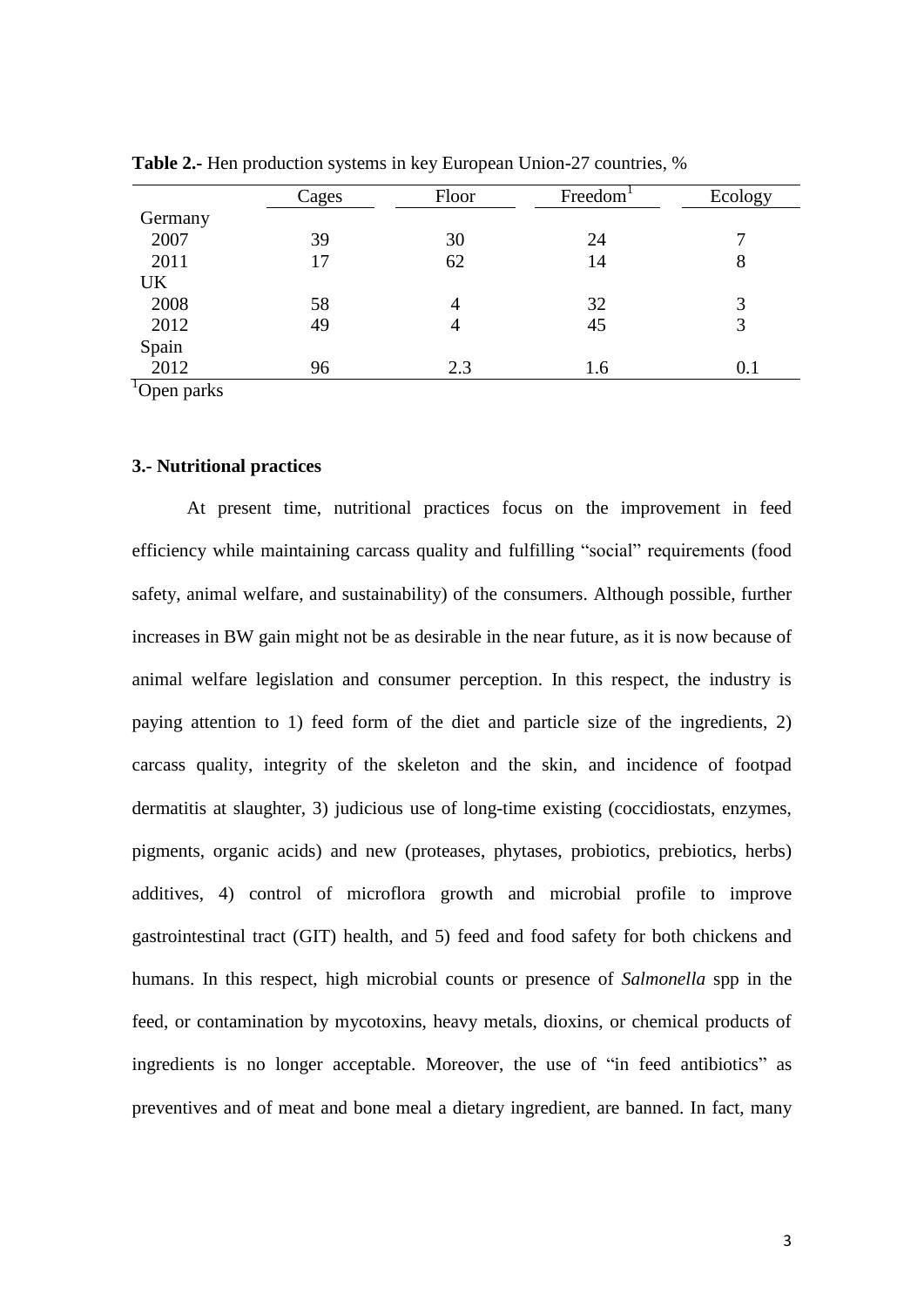**Table 2.-** Hen production systems in key European Union-27 countries, %

| | Cages | Floor | Freedom[1] | Ecology |
|---|---|---|---|---|
| Germany | | | | |
| 2007 | 39 | 30 | 24 | 7 |
| 2011 | 17 | 62 | 14 | 8 |
| UK | | | | |
| 2008 | 58 | 4 | 32 | 3 |
| 2012 | 49 | 4 | 45 | 3 |
| Spain | | | | |
| 2012 | 96 | 2.3 | 1.6 | 0.1 |

[1]Open parks

### 3.- Nutritional practices

At present time, nutritional practices focus on the improvement in feed efficiency while maintaining carcass quality and fulfilling "social" requirements (food safety, animal welfare, and sustainability) of the consumers. Although possible, further increases in BW gain might not be as desirable in the near future, as it is now because of animal welfare legislation and consumer perception. In this respect, the industry is paying attention to 1) feed form of the diet and particle size of the ingredients, 2) carcass quality, integrity of the skeleton and the skin, and incidence of footpad dermatitis at slaughter, 3) judicious use of long-time existing (coccidiostats, enzymes, pigments, organic acids) and new (proteases, phytases, probiotics, prebiotics, herbs) additives, 4) control of microflora growth and microbial profile to improve gastrointestinal tract (GIT) health, and 5) feed and food safety for both chickens and humans. In this respect, high microbial counts or presence of *Salmonella* spp in the feed, or contamination by mycotoxins, heavy metals, dioxins, or chemical products of ingredients is no longer acceptable. Moreover, the use of "in feed antibiotics" as preventives and of meat and bone meal a dietary ingredient, are banned. In fact, many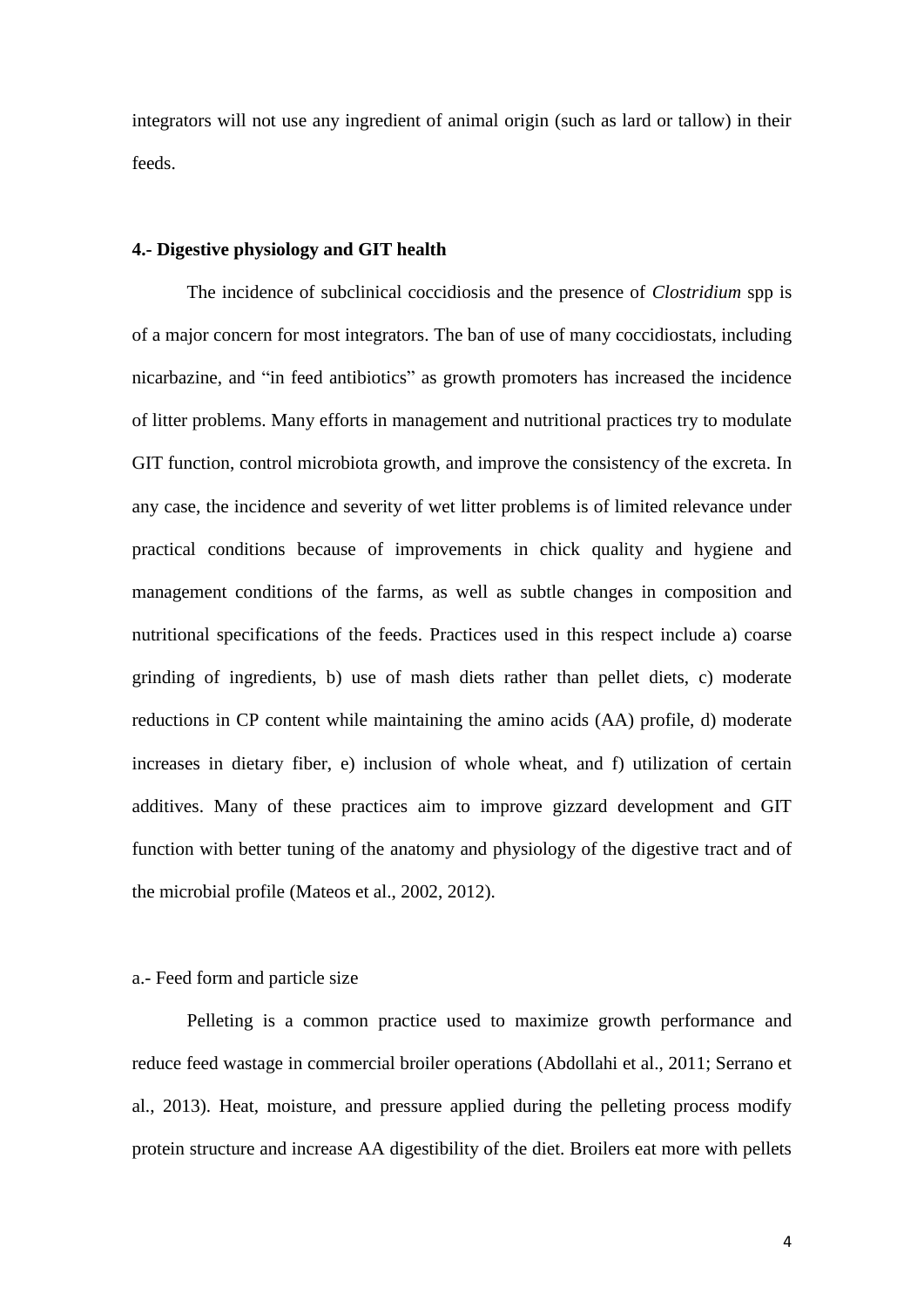integrators will not use any ingredient of animal origin (such as lard or tallow) in their feeds.

### 4.- Digestive physiology and GIT health

The incidence of subclinical coccidiosis and the presence of *Clostridium* spp is of a major concern for most integrators. The ban of use of many coccidiostats, including nicarbazine, and "in feed antibiotics" as growth promoters has increased the incidence of litter problems. Many efforts in management and nutritional practices try to modulate GIT function, control microbiota growth, and improve the consistency of the excreta. In any case, the incidence and severity of wet litter problems is of limited relevance under practical conditions because of improvements in chick quality and hygiene and management conditions of the farms, as well as subtle changes in composition and nutritional specifications of the feeds. Practices used in this respect include a) coarse grinding of ingredients, b) use of mash diets rather than pellet diets, c) moderate reductions in CP content while maintaining the amino acids (AA) profile, d) moderate increases in dietary fiber, e) inclusion of whole wheat, and f) utilization of certain additives. Many of these practices aim to improve gizzard development and GIT function with better tuning of the anatomy and physiology of the digestive tract and of the microbial profile (Mateos et al., 2002, 2012).

#### a.- Feed form and particle size

Pelleting is a common practice used to maximize growth performance and reduce feed wastage in commercial broiler operations (Abdollahi et al., 2011; Serrano et al., 2013). Heat, moisture, and pressure applied during the pelleting process modify protein structure and increase AA digestibility of the diet. Broilers eat more with pellets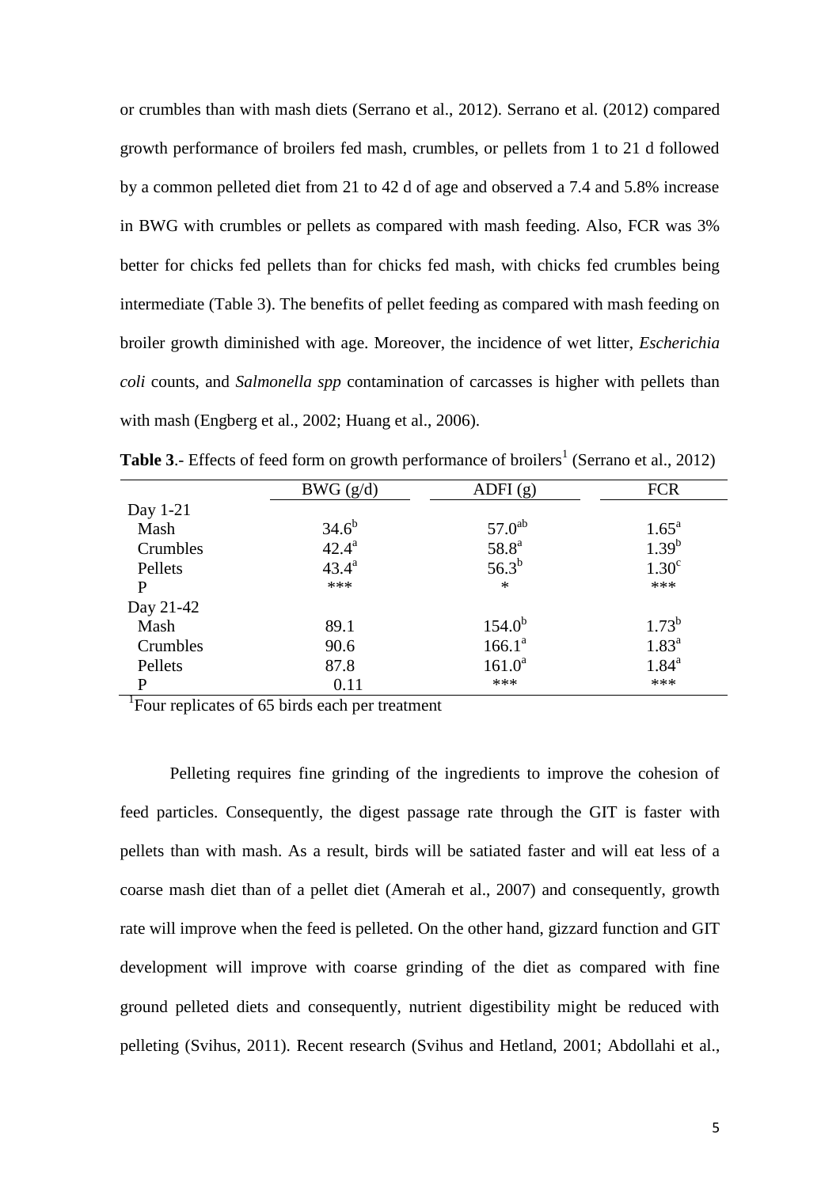or crumbles than with mash diets (Serrano et al., 2012). Serrano et al. (2012) compared growth performance of broilers fed mash, crumbles, or pellets from 1 to 21 d followed by a common pelleted diet from 21 to 42 d of age and observed a 7.4 and 5.8% increase in BWG with crumbles or pellets as compared with mash feeding. Also, FCR was 3% better for chicks fed pellets than for chicks fed mash, with chicks fed crumbles being intermediate (Table 3). The benefits of pellet feeding as compared with mash feeding on broiler growth diminished with age. Moreover, the incidence of wet litter, *Escherichia coli* counts, and *Salmonella spp* contamination of carcasses is higher with pellets than with mash (Engberg et al., 2002; Huang et al., 2006).

**Table 3**.- Effects of feed form on growth performance of broilers[1] (Serrano et al., 2012)

| | BWG (g/d) | ADFI (g) | FCR |
|---|---|---|---|
| Day 1-21 | | | |
| Mash | 34.6[b] | 57.0[ab] | 1.65[a] |
| Crumbles | 42.4[a] | 58.8[a] | 1.39[b] |
| Pellets | 43.4[a] | 56.3[b] | 1.30[c] |
| P | *** | * | *** |
| Day 21-42 | | | |
| Mash | 89.1 | 154.0[b] | 1.73[b] |
| Crumbles | 90.6 | 166.1[a] | 1.83[a] |
| Pellets | 87.8 | 161.0[a] | 1.84[a] |
| P | 0.11 | *** | *** |

[1]Four replicates of 65 birds each per treatment

Pelleting requires fine grinding of the ingredients to improve the cohesion of feed particles. Consequently, the digest passage rate through the GIT is faster with pellets than with mash. As a result, birds will be satiated faster and will eat less of a coarse mash diet than of a pellet diet (Amerah et al., 2007) and consequently, growth rate will improve when the feed is pelleted. On the other hand, gizzard function and GIT development will improve with coarse grinding of the diet as compared with fine ground pelleted diets and consequently, nutrient digestibility might be reduced with pelleting (Svihus, 2011). Recent research (Svihus and Hetland, 2001; Abdollahi et al.,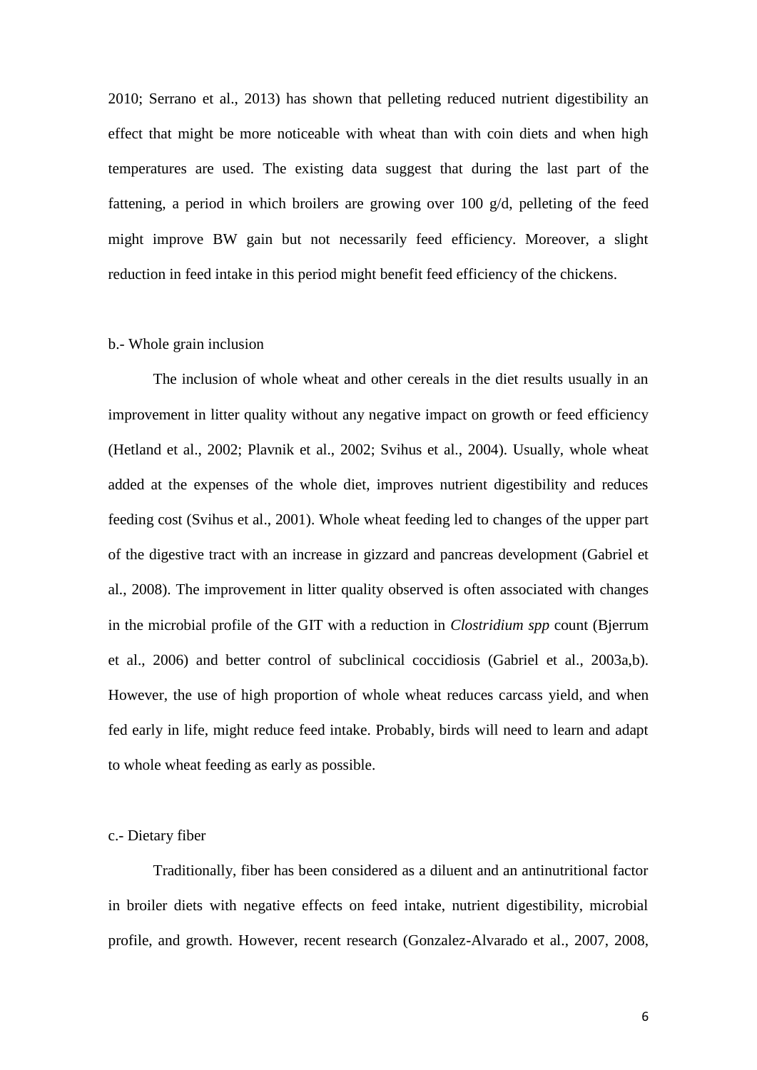2010; Serrano et al., 2013) has shown that pelleting reduced nutrient digestibility an effect that might be more noticeable with wheat than with coin diets and when high temperatures are used. The existing data suggest that during the last part of the fattening, a period in which broilers are growing over 100 g/d, pelleting of the feed might improve BW gain but not necessarily feed efficiency. Moreover, a slight reduction in feed intake in this period might benefit feed efficiency of the chickens.

b.- Whole grain inclusion

The inclusion of whole wheat and other cereals in the diet results usually in an improvement in litter quality without any negative impact on growth or feed efficiency (Hetland et al., 2002; Plavnik et al., 2002; Svihus et al., 2004). Usually, whole wheat added at the expenses of the whole diet, improves nutrient digestibility and reduces feeding cost (Svihus et al., 2001). Whole wheat feeding led to changes of the upper part of the digestive tract with an increase in gizzard and pancreas development (Gabriel et al., 2008). The improvement in litter quality observed is often associated with changes in the microbial profile of the GIT with a reduction in *Clostridium spp* count (Bjerrum et al., 2006) and better control of subclinical coccidiosis (Gabriel et al., 2003a,b). However, the use of high proportion of whole wheat reduces carcass yield, and when fed early in life, might reduce feed intake. Probably, birds will need to learn and adapt to whole wheat feeding as early as possible.

c.- Dietary fiber

Traditionally, fiber has been considered as a diluent and an antinutritional factor in broiler diets with negative effects on feed intake, nutrient digestibility, microbial profile, and growth. However, recent research (Gonzalez-Alvarado et al., 2007, 2008,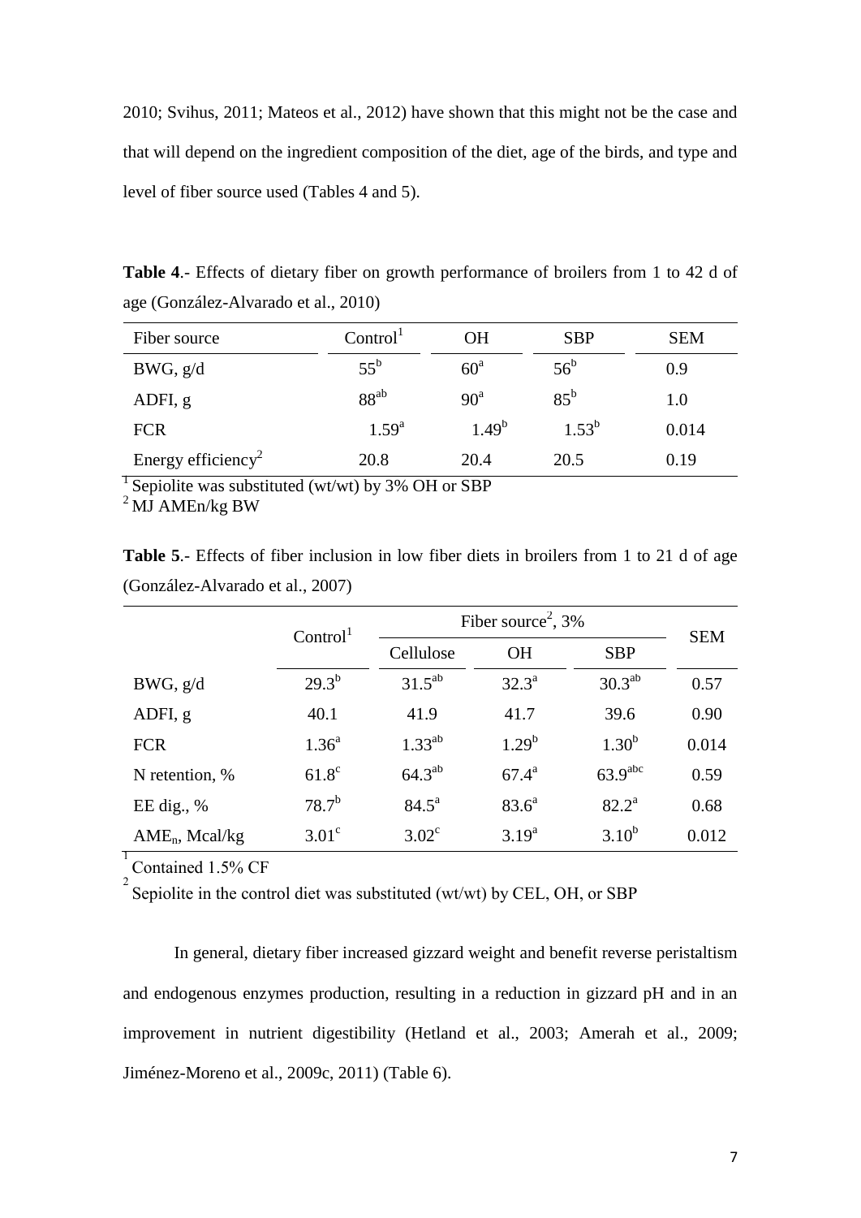2010; Svihus, 2011; Mateos et al., 2012) have shown that this might not be the case and that will depend on the ingredient composition of the diet, age of the birds, and type and level of fiber source used (Tables 4 and 5).

**Table 4**.- Effects of dietary fiber on growth performance of broilers from 1 to 42 d of age (González-Alvarado et al., 2010)

| Fiber source | Control[1] | OH | SBP | SEM |
|---|---|---|---|---|
| BWG, g/d | 55[b] | 60[a] | 56[b] | 0.9 |
| ADFI, g | 88[ab] | 90[a] | 85[b] | 1.0 |
| FCR | 1.59[a] | 1.49[b] | 1.53[b] | 0.014 |
| Energy efficiency[2] | 20.8 | 20.4 | 20.5 | 0.19 |

[1] Sepiolite was substituted (wt/wt) by 3% OH or SBP

[2] MJ AMEn/kg BW

**Table 5**.- Effects of fiber inclusion in low fiber diets in broilers from 1 to 21 d of age (González-Alvarado et al., 2007)

| | Control[1] | Fiber source[2], 3% | | | SEM |
|---|---|---|---|---|---|
| | | Cellulose | OH | SBP | |
| BWG, g/d | 29.3[b] | 31.5[ab] | 32.3[a] | 30.3[ab] | 0.57 |
| ADFI, g | 40.1 | 41.9 | 41.7 | 39.6 | 0.90 |
| FCR | 1.36[a] | 1.33[ab] | 1.29[b] | 1.30[b] | 0.014 |
| N retention, % | 61.8[c] | 64.3[ab] | 67.4[a] | 63.9[abc] | 0.59 |
| EE dig., % | 78.7[b] | 84.5[a] | 83.6[a] | 82.2[a] | 0.68 |
| $AME_n$, Mcal/kg | 3.01[c] | 3.02[c] | 3.19[a] | 3.10[b] | 0.012 |

[1] Contained 1.5% CF

[2] Sepiolite in the control diet was substituted (wt/wt) by CEL, OH, or SBP

In general, dietary fiber increased gizzard weight and benefit reverse peristaltism and endogenous enzymes production, resulting in a reduction in gizzard pH and in an improvement in nutrient digestibility (Hetland et al., 2003; Amerah et al., 2009; Jiménez-Moreno et al., 2009c, 2011) (Table 6).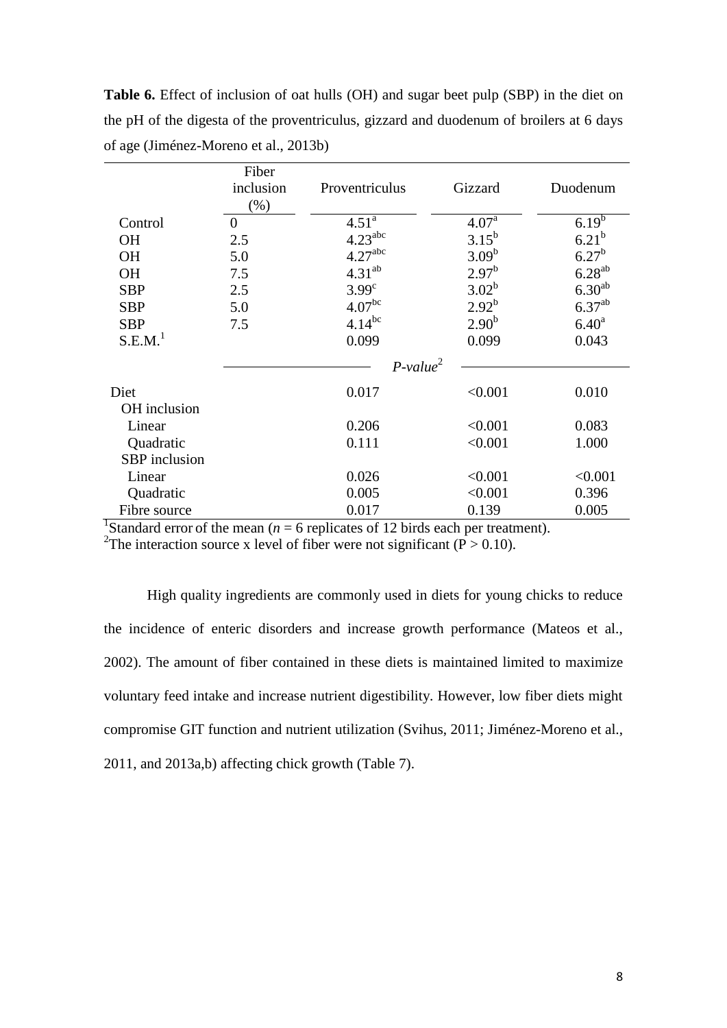**Table 6.** Effect of inclusion of oat hulls (OH) and sugar beet pulp (SBP) in the diet on the pH of the digesta of the proventriculus, gizzard and duodenum of broilers at 6 days of age (Jiménez-Moreno et al., 2013b)

| | Fiber inclusion (%) | Proventriculus | Gizzard | Duodenum |
|---|---|---|---|---|
| Control | 0 | 4.51[a] | 4.07[a] | 6.19[b] |
| OH | 2.5 | 4.23[abc] | 3.15[b] | 6.21[b] |
| OH | 5.0 | 4.27[abc] | 3.09[b] | 6.27[b] |
| OH | 7.5 | 4.31[ab] | 2.97[b] | 6.28[ab] |
| SBP | 2.5 | 3.99[c] | 3.02[b] | 6.30[ab] |
| SBP | 5.0 | 4.07[bc] | 2.92[b] | 6.37[ab] |
| SBP | 7.5 | 4.14[bc] | 2.90[b] | 6.40[a] |
| S.E.M.[1] | | 0.099 | 0.099 | 0.043 |
| | | *P-value*[2] | | |
| Diet | | 0.017 | <0.001 | 0.010 |
| OH inclusion | | | | |
| Linear | | 0.206 | <0.001 | 0.083 |
| Quadratic | | 0.111 | <0.001 | 1.000 |
| SBP inclusion | | | | |
| Linear | | 0.026 | <0.001 | <0.001 |
| Quadratic | | 0.005 | <0.001 | 0.396 |
| Fibre source | | 0.017 | 0.139 | 0.005 |

[1]Standard error of the mean ($n = 6$ replicates of 12 birds each per treatment).
[2]The interaction source x level of fiber were not significant ($P > 0.10$).

High quality ingredients are commonly used in diets for young chicks to reduce the incidence of enteric disorders and increase growth performance (Mateos et al., 2002). The amount of fiber contained in these diets is maintained limited to maximize voluntary feed intake and increase nutrient digestibility. However, low fiber diets might compromise GIT function and nutrient utilization (Svihus, 2011; Jiménez-Moreno et al., 2011, and 2013a,b) affecting chick growth (Table 7).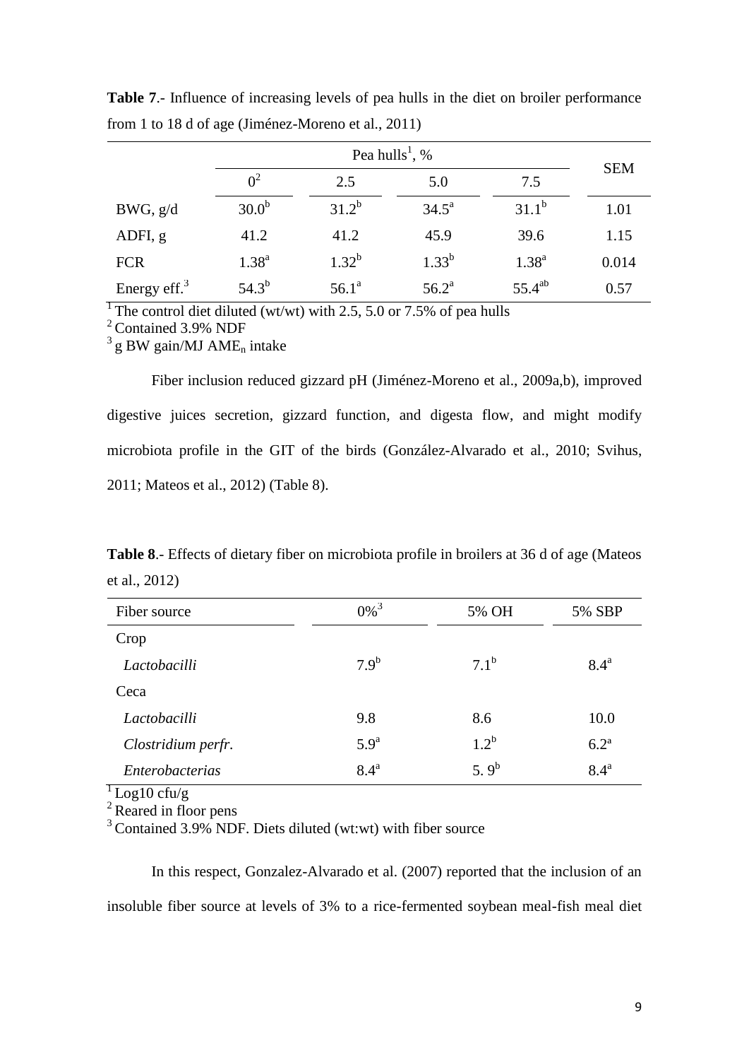**Table 7**.- Influence of increasing levels of pea hulls in the diet on broiler performance from 1 to 18 d of age (Jiménez-Moreno et al., 2011)

| | Pea hulls[1], % | | | | SEM |
|---|---|---|---|---|---|
| | 0[2] | 2.5 | 5.0 | 7.5 | |
| BWG, g/d | 30.0[b] | 31.2[b] | 34.5[a] | 31.1[b] | 1.01 |
| ADFI, g | 41.2 | 41.2 | 45.9 | 39.6 | 1.15 |
| FCR | 1.38[a] | 1.32[b] | 1.33[b] | 1.38[a] | 0.014 |
| Energy eff.[3] | 54.3[b] | 56.1[a] | 56.2[a] | 55.4[ab] | 0.57 |

[1] The control diet diluted (wt/wt) with 2.5, 5.0 or 7.5% of pea hulls
[2] Contained 3.9% NDF
[3] g BW gain/MJ $AME_n$ intake

Fiber inclusion reduced gizzard pH (Jiménez-Moreno et al., 2009a,b), improved digestive juices secretion, gizzard function, and digesta flow, and might modify microbiota profile in the GIT of the birds (González-Alvarado et al., 2010; Svihus, 2011; Mateos et al., 2012) (Table 8).

**Table 8**.- Effects of dietary fiber on microbiota profile in broilers at 36 d of age (Mateos et al., 2012)

| Fiber source | 0%[3] | 5% OH | 5% SBP |
|---|---|---|---|
| Crop | | | |
| *Lactobacilli* | 7.9[b] | 7.1[b] | 8.4[a] |
| Ceca | | | |
| *Lactobacilli* | 9.8 | 8.6 | 10.0 |
| *Clostridium perfr.* | 5.9[a] | 1.2[b] | 6.2[a] |
| *Enterobacterias* | 8.4[a] | 5. 9[b] | 8.4[a] |

[1] Log10 cfu/g
[2] Reared in floor pens
[3] Contained 3.9% NDF. Diets diluted (wt:wt) with fiber source

In this respect, Gonzalez-Alvarado et al. (2007) reported that the inclusion of an insoluble fiber source at levels of 3% to a rice-fermented soybean meal-fish meal diet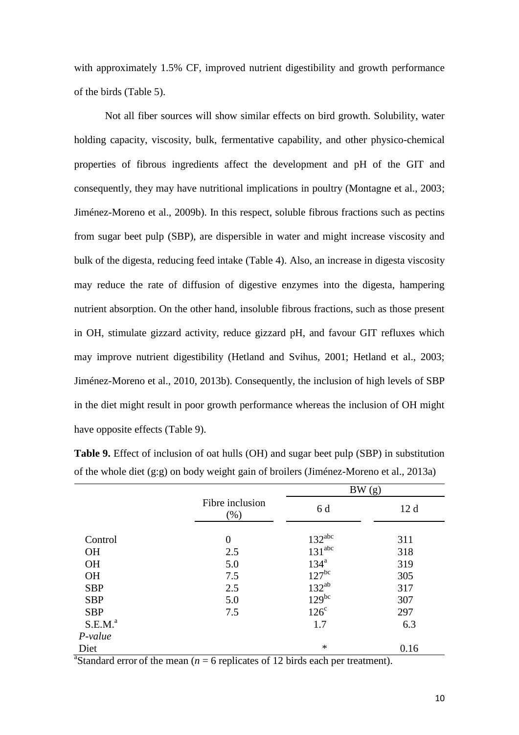with approximately 1.5% CF, improved nutrient digestibility and growth performance of the birds (Table 5).

Not all fiber sources will show similar effects on bird growth. Solubility, water holding capacity, viscosity, bulk, fermentative capability, and other physico-chemical properties of fibrous ingredients affect the development and pH of the GIT and consequently, they may have nutritional implications in poultry (Montagne et al., 2003; Jiménez-Moreno et al., 2009b). In this respect, soluble fibrous fractions such as pectins from sugar beet pulp (SBP), are dispersible in water and might increase viscosity and bulk of the digesta, reducing feed intake (Table 4). Also, an increase in digesta viscosity may reduce the rate of diffusion of digestive enzymes into the digesta, hampering nutrient absorption. On the other hand, insoluble fibrous fractions, such as those present in OH, stimulate gizzard activity, reduce gizzard pH, and favour GIT refluxes which may improve nutrient digestibility (Hetland and Svihus, 2001; Hetland et al., 2003; Jiménez-Moreno et al., 2010, 2013b). Consequently, the inclusion of high levels of SBP in the diet might result in poor growth performance whereas the inclusion of OH might have opposite effects (Table 9).

**Table 9.** Effect of inclusion of oat hulls (OH) and sugar beet pulp (SBP) in substitution of the whole diet (g:g) on body weight gain of broilers (Jiménez-Moreno et al., 2013a)

| | Fibre inclusion (%) | BW (g) | |
|---|---|---|---|
| | | 6 d | 12 d |
| Control | 0 | $132^{abc}$ | 311 |
| OH | 2.5 | $131^{abc}$ | 318 |
| OH | 5.0 | $134^{a}$ | 319 |
| OH | 7.5 | $127^{bc}$ | 305 |
| SBP | 2.5 | $132^{ab}$ | 317 |
| SBP | 5.0 | $129^{bc}$ | 307 |
| SBP | 7.5 | $126^{c}$ | 297 |
| S.E.M.[a] | | 1.7 | 6.3 |
| *P-value* | | | |
| Diet | | * | 0.16 |

[a]Standard error of the mean ($n$ = 6 replicates of 12 birds each per treatment).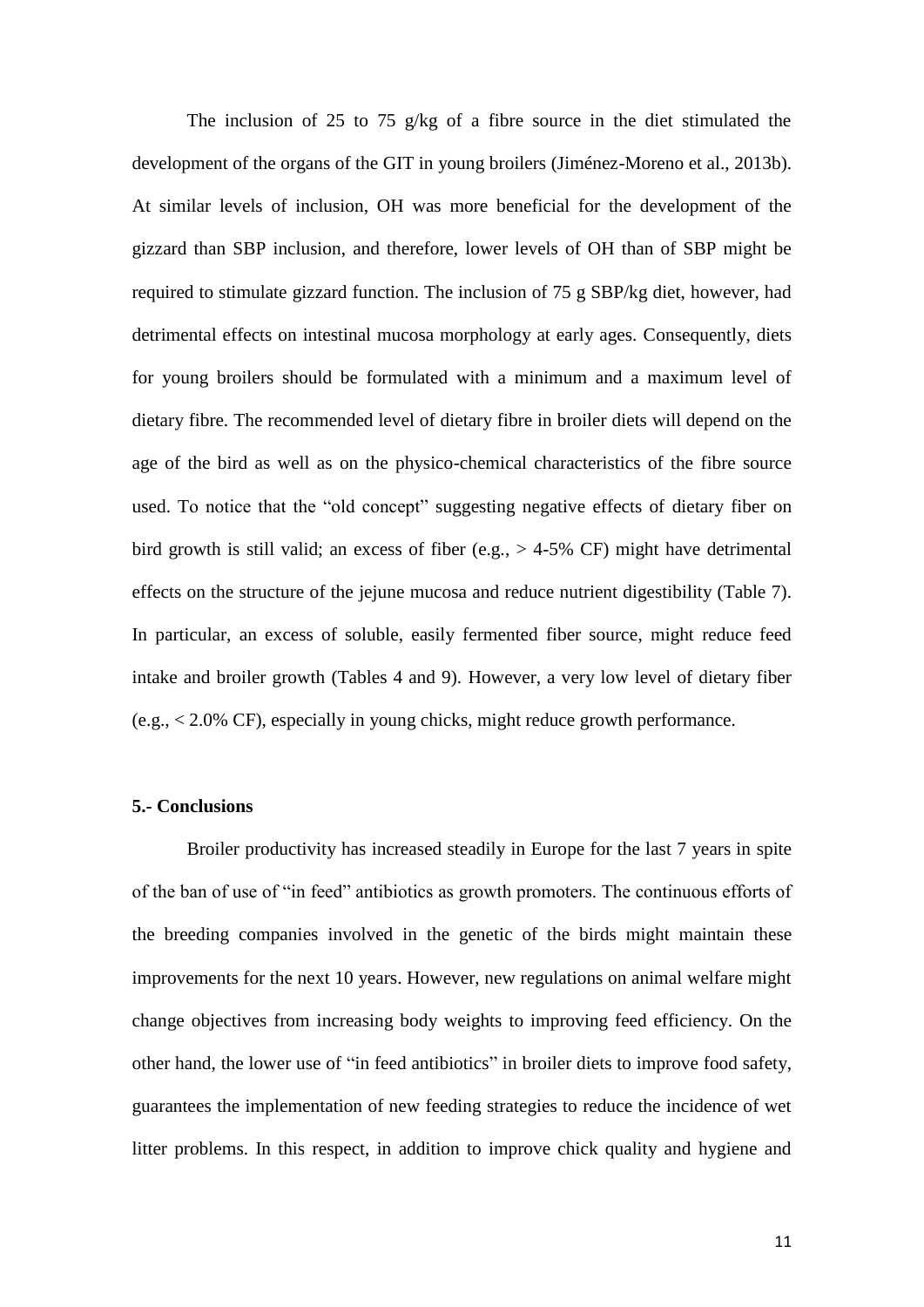The inclusion of 25 to 75 g/kg of a fibre source in the diet stimulated the development of the organs of the GIT in young broilers (Jiménez-Moreno et al., 2013b). At similar levels of inclusion, OH was more beneficial for the development of the gizzard than SBP inclusion, and therefore, lower levels of OH than of SBP might be required to stimulate gizzard function. The inclusion of 75 g SBP/kg diet, however, had detrimental effects on intestinal mucosa morphology at early ages. Consequently, diets for young broilers should be formulated with a minimum and a maximum level of dietary fibre. The recommended level of dietary fibre in broiler diets will depend on the age of the bird as well as on the physico-chemical characteristics of the fibre source used. To notice that the "old concept" suggesting negative effects of dietary fiber on bird growth is still valid; an excess of fiber (e.g., > 4-5% CF) might have detrimental effects on the structure of the jejune mucosa and reduce nutrient digestibility (Table 7). In particular, an excess of soluble, easily fermented fiber source, might reduce feed intake and broiler growth (Tables 4 and 9). However, a very low level of dietary fiber (e.g., < 2.0% CF), especially in young chicks, might reduce growth performance.

## 5.- Conclusions

Broiler productivity has increased steadily in Europe for the last 7 years in spite of the ban of use of "in feed" antibiotics as growth promoters. The continuous efforts of the breeding companies involved in the genetic of the birds might maintain these improvements for the next 10 years. However, new regulations on animal welfare might change objectives from increasing body weights to improving feed efficiency. On the other hand, the lower use of "in feed antibiotics" in broiler diets to improve food safety, guarantees the implementation of new feeding strategies to reduce the incidence of wet litter problems. In this respect, in addition to improve chick quality and hygiene and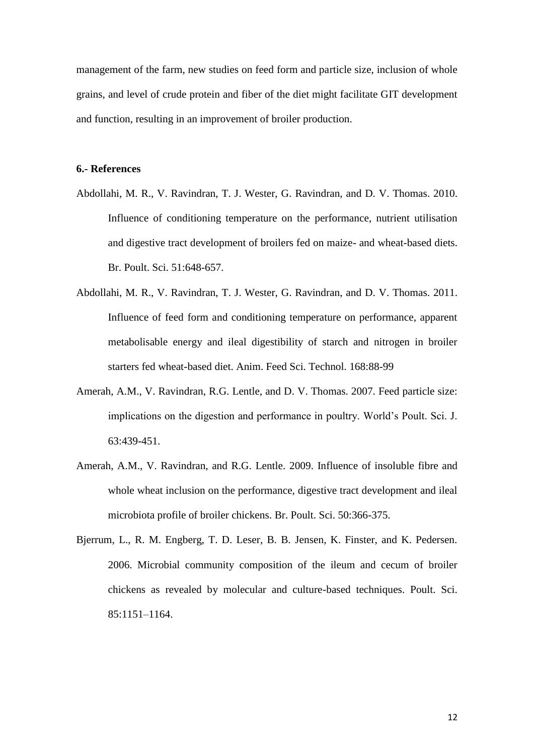management of the farm, new studies on feed form and particle size, inclusion of whole grains, and level of crude protein and fiber of the diet might facilitate GIT development and function, resulting in an improvement of broiler production.

## 6.- References

Abdollahi, M. R., V. Ravindran, T. J. Wester, G. Ravindran, and D. V. Thomas. 2010. Influence of conditioning temperature on the performance, nutrient utilisation and digestive tract development of broilers fed on maize- and wheat-based diets. Br. Poult. Sci. 51:648-657.

Abdollahi, M. R., V. Ravindran, T. J. Wester, G. Ravindran, and D. V. Thomas. 2011. Influence of feed form and conditioning temperature on performance, apparent metabolisable energy and ileal digestibility of starch and nitrogen in broiler starters fed wheat-based diet. Anim. Feed Sci. Technol. 168:88-99

Amerah, A.M., V. Ravindran, R.G. Lentle, and D. V. Thomas. 2007. Feed particle size: implications on the digestion and performance in poultry. World's Poult. Sci. J. 63:439-451.

Amerah, A.M., V. Ravindran, and R.G. Lentle. 2009. Influence of insoluble fibre and whole wheat inclusion on the performance, digestive tract development and ileal microbiota profile of broiler chickens. Br. Poult. Sci. 50:366-375.

Bjerrum, L., R. M. Engberg, T. D. Leser, B. B. Jensen, K. Finster, and K. Pedersen. 2006. Microbial community composition of the ileum and cecum of broiler chickens as revealed by molecular and culture-based techniques. Poult. Sci. 85:1151–1164.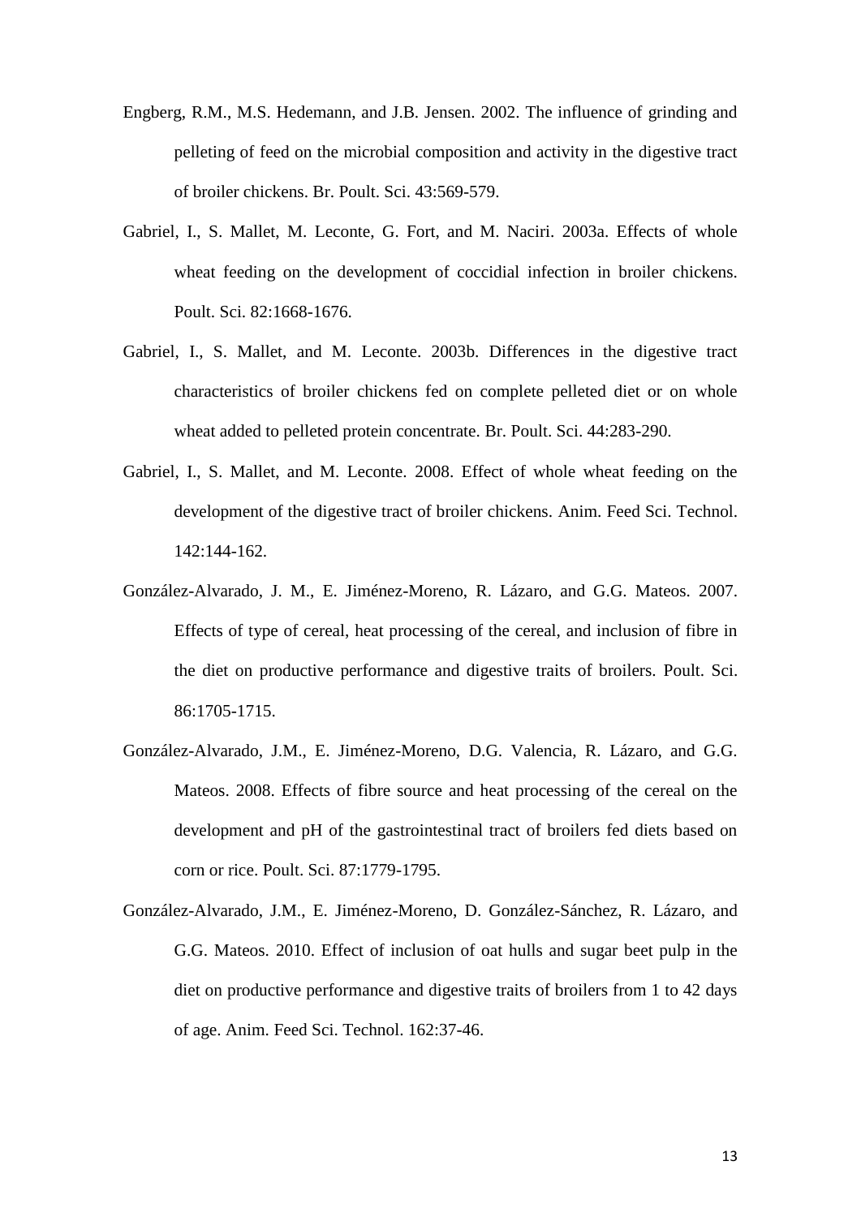Engberg, R.M., M.S. Hedemann, and J.B. Jensen. 2002. The influence of grinding and pelleting of feed on the microbial composition and activity in the digestive tract of broiler chickens. Br. Poult. Sci. 43:569-579.

Gabriel, I., S. Mallet, M. Leconte, G. Fort, and M. Naciri. 2003a. Effects of whole wheat feeding on the development of coccidial infection in broiler chickens. Poult. Sci. 82:1668-1676.

Gabriel, I., S. Mallet, and M. Leconte. 2003b. Differences in the digestive tract characteristics of broiler chickens fed on complete pelleted diet or on whole wheat added to pelleted protein concentrate. Br. Poult. Sci. 44:283-290.

Gabriel, I., S. Mallet, and M. Leconte. 2008. Effect of whole wheat feeding on the development of the digestive tract of broiler chickens. Anim. Feed Sci. Technol. 142:144-162.

González-Alvarado, J. M., E. Jiménez-Moreno, R. Lázaro, and G.G. Mateos. 2007. Effects of type of cereal, heat processing of the cereal, and inclusion of fibre in the diet on productive performance and digestive traits of broilers. Poult. Sci. 86:1705-1715.

González-Alvarado, J.M., E. Jiménez-Moreno, D.G. Valencia, R. Lázaro, and G.G. Mateos. 2008. Effects of fibre source and heat processing of the cereal on the development and pH of the gastrointestinal tract of broilers fed diets based on corn or rice. Poult. Sci. 87:1779-1795.

González-Alvarado, J.M., E. Jiménez-Moreno, D. González-Sánchez, R. Lázaro, and G.G. Mateos. 2010. Effect of inclusion of oat hulls and sugar beet pulp in the diet on productive performance and digestive traits of broilers from 1 to 42 days of age. Anim. Feed Sci. Technol. 162:37-46.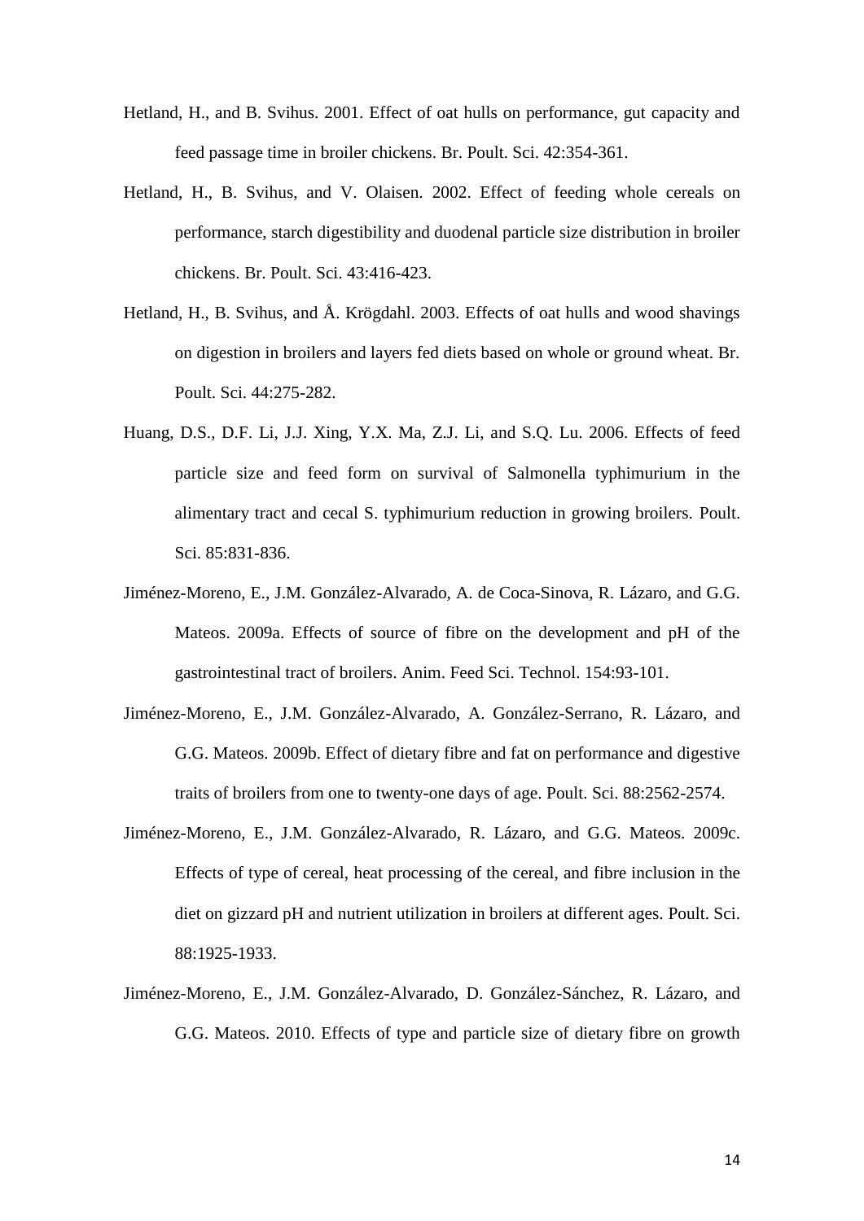Hetland, H., and B. Svihus. 2001. Effect of oat hulls on performance, gut capacity and feed passage time in broiler chickens. Br. Poult. Sci. 42:354-361.

Hetland, H., B. Svihus, and V. Olaisen. 2002. Effect of feeding whole cereals on performance, starch digestibility and duodenal particle size distribution in broiler chickens. Br. Poult. Sci. 43:416-423.

Hetland, H., B. Svihus, and Å. Krögdahl. 2003. Effects of oat hulls and wood shavings on digestion in broilers and layers fed diets based on whole or ground wheat. Br. Poult. Sci. 44:275-282.

Huang, D.S., D.F. Li, J.J. Xing, Y.X. Ma, Z.J. Li, and S.Q. Lu. 2006. Effects of feed particle size and feed form on survival of Salmonella typhimurium in the alimentary tract and cecal S. typhimurium reduction in growing broilers. Poult. Sci. 85:831-836.

Jiménez-Moreno, E., J.M. González-Alvarado, A. de Coca-Sinova, R. Lázaro, and G.G. Mateos. 2009a. Effects of source of fibre on the development and pH of the gastrointestinal tract of broilers. Anim. Feed Sci. Technol. 154:93-101.

Jiménez-Moreno, E., J.M. González-Alvarado, A. González-Serrano, R. Lázaro, and G.G. Mateos. 2009b. Effect of dietary fibre and fat on performance and digestive traits of broilers from one to twenty-one days of age. Poult. Sci. 88:2562-2574.

Jiménez-Moreno, E., J.M. González-Alvarado, R. Lázaro, and G.G. Mateos. 2009c. Effects of type of cereal, heat processing of the cereal, and fibre inclusion in the diet on gizzard pH and nutrient utilization in broilers at different ages. Poult. Sci. 88:1925-1933.

Jiménez-Moreno, E., J.M. González-Alvarado, D. González-Sánchez, R. Lázaro, and G.G. Mateos. 2010. Effects of type and particle size of dietary fibre on growth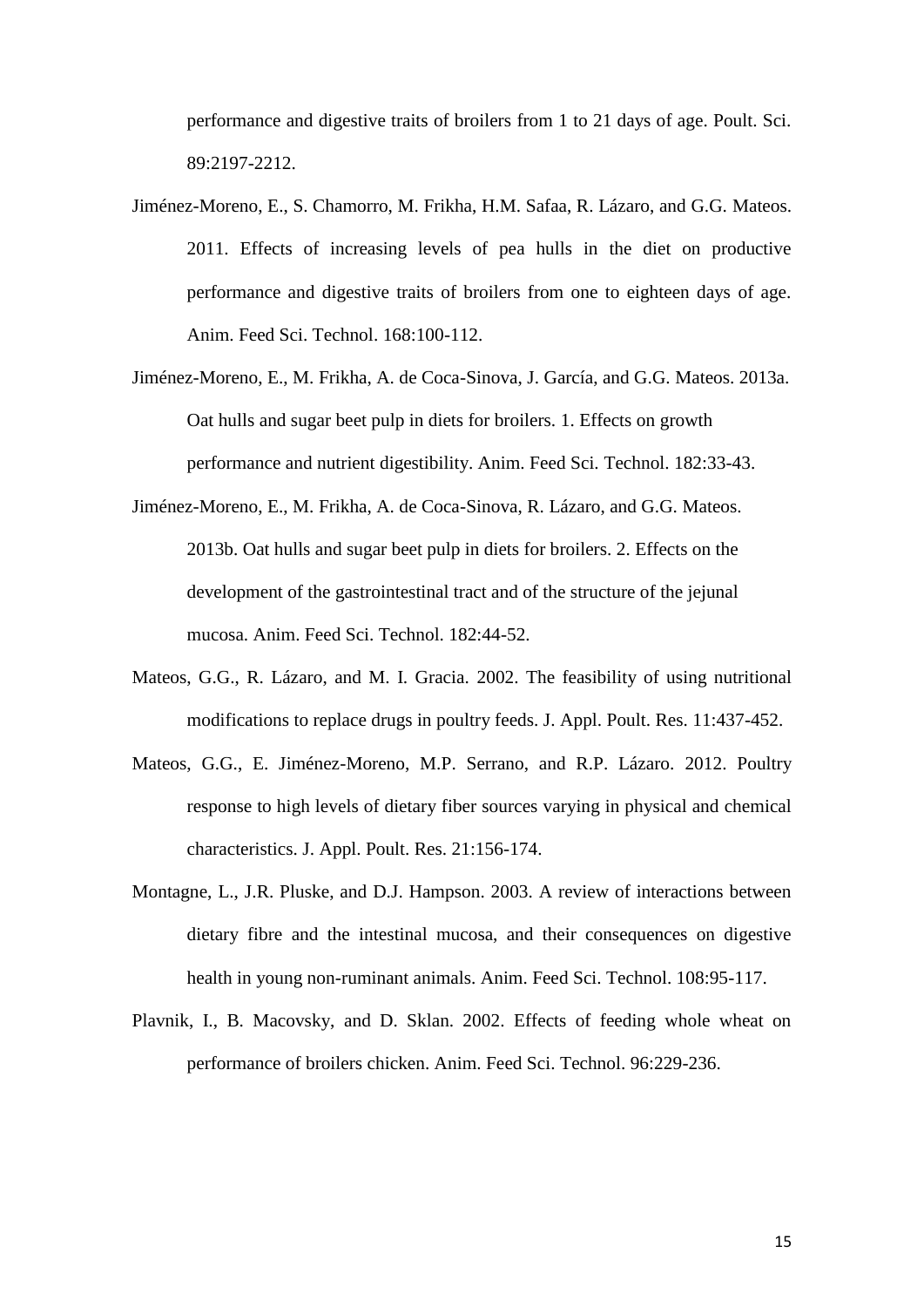performance and digestive traits of broilers from 1 to 21 days of age. Poult. Sci. 89:2197-2212.

Jiménez-Moreno, E., S. Chamorro, M. Frikha, H.M. Safaa, R. Lázaro, and G.G. Mateos. 2011. Effects of increasing levels of pea hulls in the diet on productive performance and digestive traits of broilers from one to eighteen days of age. Anim. Feed Sci. Technol. 168:100-112.

Jiménez-Moreno, E., M. Frikha, A. de Coca-Sinova, J. García, and G.G. Mateos. 2013a. Oat hulls and sugar beet pulp in diets for broilers. 1. Effects on growth performance and nutrient digestibility. Anim. Feed Sci. Technol. 182:33-43.

Jiménez-Moreno, E., M. Frikha, A. de Coca-Sinova, R. Lázaro, and G.G. Mateos. 2013b. Oat hulls and sugar beet pulp in diets for broilers. 2. Effects on the development of the gastrointestinal tract and of the structure of the jejunal mucosa. Anim. Feed Sci. Technol. 182:44-52.

Mateos, G.G., R. Lázaro, and M. I. Gracia. 2002. The feasibility of using nutritional modifications to replace drugs in poultry feeds. J. Appl. Poult. Res. 11:437-452.

Mateos, G.G., E. Jiménez-Moreno, M.P. Serrano, and R.P. Lázaro. 2012. Poultry response to high levels of dietary fiber sources varying in physical and chemical characteristics. J. Appl. Poult. Res. 21:156-174.

Montagne, L., J.R. Pluske, and D.J. Hampson. 2003. A review of interactions between dietary fibre and the intestinal mucosa, and their consequences on digestive health in young non-ruminant animals. Anim. Feed Sci. Technol. 108:95-117.

Plavnik, I., B. Macovsky, and D. Sklan. 2002. Effects of feeding whole wheat on performance of broilers chicken. Anim. Feed Sci. Technol. 96:229-236.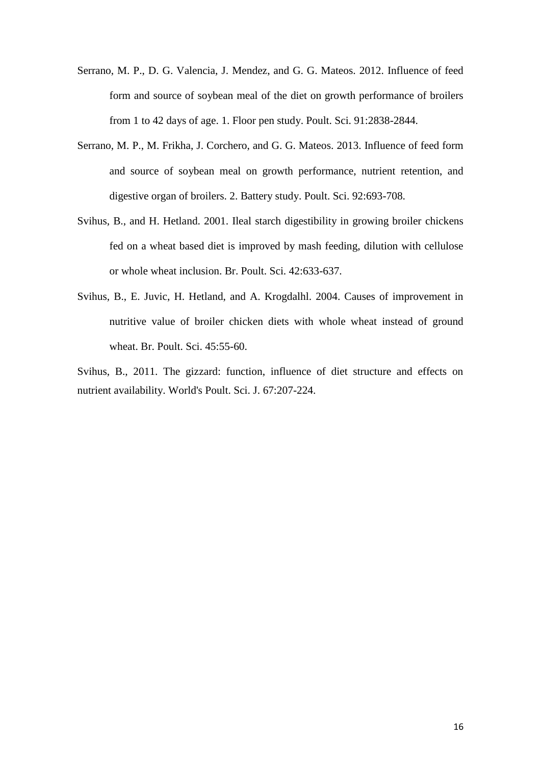Serrano, M. P., D. G. Valencia, J. Mendez, and G. G. Mateos. 2012. Influence of feed form and source of soybean meal of the diet on growth performance of broilers from 1 to 42 days of age. 1. Floor pen study. Poult. Sci. 91:2838-2844.

Serrano, M. P., M. Frikha, J. Corchero, and G. G. Mateos. 2013. Influence of feed form and source of soybean meal on growth performance, nutrient retention, and digestive organ of broilers. 2. Battery study. Poult. Sci. 92:693-708.

Svihus, B., and H. Hetland. 2001. Ileal starch digestibility in growing broiler chickens fed on a wheat based diet is improved by mash feeding, dilution with cellulose or whole wheat inclusion. Br. Poult. Sci. 42:633-637.

Svihus, B., E. Juvic, H. Hetland, and A. Krogdalhl. 2004. Causes of improvement in nutritive value of broiler chicken diets with whole wheat instead of ground wheat. Br. Poult. Sci. 45:55-60.

Svihus, B., 2011. The gizzard: function, influence of diet structure and effects on nutrient availability. World's Poult. Sci. J. 67:207-224.